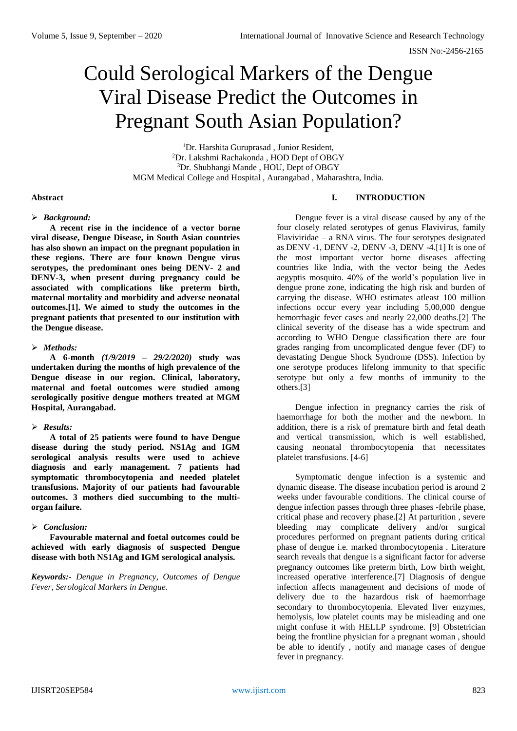# Could Serological Markers of the Dengue Viral Disease Predict the Outcomes in Pregnant South Asian Population?

[1]Dr. Harshita Guruprasad , Junior Resident,
[2]Dr. Lakshmi Rachakonda , HOD Dept of OBGY
[3]Dr. Shubhangi Mande , HOU, Dept of OBGY
MGM Medical College and Hospital , Aurangabad , Maharashtra, India.

**Abstract**

➢ ***Background:***

**A recent rise in the incidence of a vector borne viral disease, Dengue Disease, in South Asian countries has also shown an impact on the pregnant population in these regions. There are four known Dengue virus serotypes, the predominant ones being DENV- 2 and DENV-3, when present during pregnancy could be associated with complications like preterm birth, maternal mortality and morbidity and adverse neonatal outcomes.[1]. We aimed to study the outcomes in the pregnant patients that presented to our institution with the Dengue disease.**

➢ ***Methods:***

**A 6-month *(1/9/2019 – 29/2/2020)* study was undertaken during the months of high prevalence of the Dengue disease in our region. Clinical, laboratory, maternal and foetal outcomes were studied among serologically positive dengue mothers treated at MGM Hospital, Aurangabad.**

➢ ***Results:***

**A total of 25 patients were found to have Dengue disease during the study period. NS1Ag and IGM serological analysis results were used to achieve diagnosis and early management. 7 patients had symptomatic thrombocytopenia and needed platelet transfusions. Majority of our patients had favourable outcomes. 3 mothers died succumbing to the multi-organ failure.**

➢ ***Conclusion:***

**Favourable maternal and foetal outcomes could be achieved with early diagnosis of suspected Dengue disease with both NS1Ag and IGM serological analysis.**

***Keywords:-*** *Dengue in Pregnancy, Outcomes of Dengue Fever, Serological Markers in Dengue.*

## I. INTRODUCTION

Dengue fever is a viral disease caused by any of the four closely related serotypes of genus Flavivirus, family Flaviviridae – a RNA virus. The four serotypes designated as DENV -1, DENV -2, DENV -3, DENV -4.[1] It is one of the most important vector borne diseases affecting countries like India, with the vector being the Aedes aegypitis mosquito. 40% of the world's population live in dengue prone zone, indicating the high risk and burden of carrying the disease. WHO estimates atleast 100 million infections occur every year including 5,00,000 dengue hemorrhagic fever cases and nearly 22,000 deaths.[2] The clinical severity of the disease has a wide spectrum and according to WHO Dengue classification there are four grades ranging from uncomplicated dengue fever (DF) to devastating Dengue Shock Syndrome (DSS). Infection by one serotype produces lifelong immunity to that specific serotype but only a few months of immunity to the others.[3]

Dengue infection in pregnancy carries the risk of haemorrhage for both the mother and the newborn. In addition, there is a risk of premature birth and fetal death and vertical transmission, which is well established, causing neonatal thrombocytopenia that necessitates platelet transfusions. [4-6]

Symptomatic dengue infection is a systemic and dynamic disease. The disease incubation period is around 2 weeks under favourable conditions. The clinical course of dengue infection passes through three phases -febrile phase, critical phase and recovery phase.[2] At parturition , severe bleeding may complicate delivery and/or surgical procedures performed on pregnant patients during critical phase of dengue i.e. marked thrombocytopenia . Literature search reveals that dengue is a significant factor for adverse pregnancy outcomes like preterm birth, Low birth weight, increased operative interference.[7] Diagnosis of dengue infection affects management and decisions of mode of delivery due to the hazardous risk of haemorrhage secondary to thrombocytopenia. Elevated liver enzymes, hemolysis, low platelet counts may be misleading and one might confuse it with HELLP syndrome. [9] Obstetrician being the frontline physician for a pregnant woman , should be able to identify , notify and manage cases of dengue fever in pregnancy.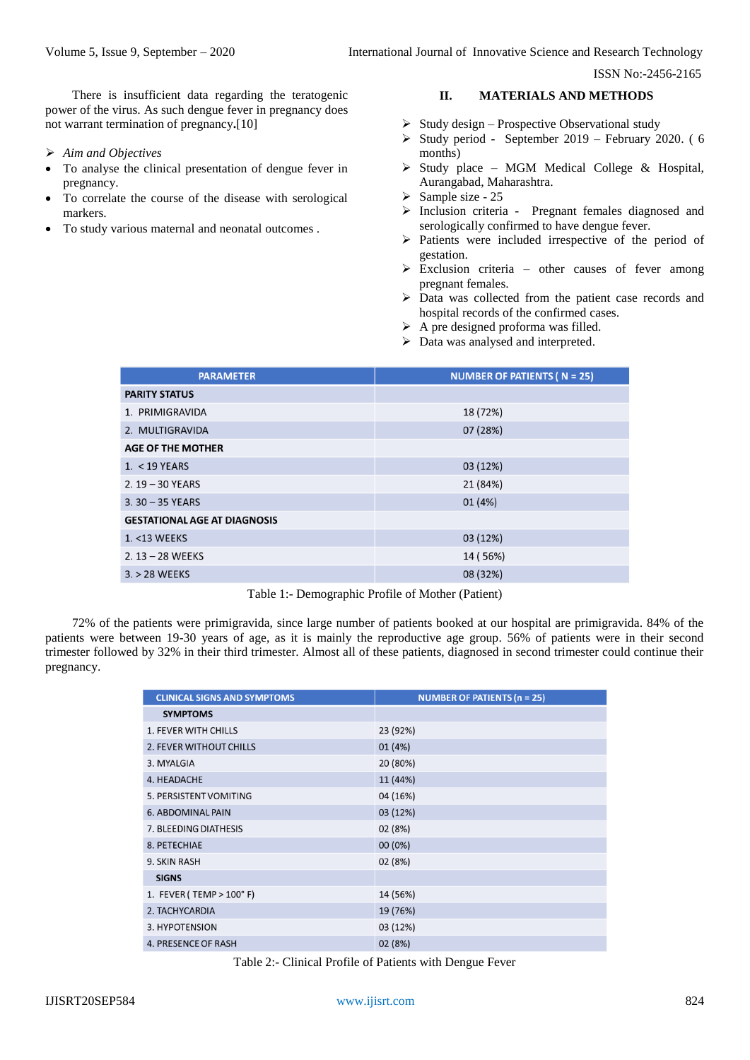There is insufficient data regarding the teratogenic power of the virus. As such dengue fever in pregnancy does not warrant termination of pregnancy**.**[10]

- *Aim and Objectives*
- To analyse the clinical presentation of dengue fever in pregnancy.
- To correlate the course of the disease with serological markers.
- To study various maternal and neonatal outcomes .

## II. MATERIALS AND METHODS

- Study design – Prospective Observational study
- Study period - September 2019 – February 2020. ( 6 months)
- Study place – MGM Medical College & Hospital, Aurangabad, Maharashtra.
- Sample size - 25
- Inclusion criteria - Pregnant females diagnosed and serologically confirmed to have dengue fever.
- Patients were included irrespective of the period of gestation.
- Exclusion criteria – other causes of fever among pregnant females.
- Data was collected from the patient case records and hospital records of the confirmed cases.
- A pre designed proforma was filled.
- Data was analysed and interpreted.

| PARAMETER | NUMBER OF PATIENTS ( N = 25) |
|---|---|
| **PARITY STATUS** | |
| 1. PRIMIGRAVIDA | 18 (72%) |
| 2. MULTIGRAVIDA | 07 (28%) |
| **AGE OF THE MOTHER** | |
| 1. < 19 YEARS | 03 (12%) |
| 2. 19 – 30 YEARS | 21 (84%) |
| 3. 30 – 35 YEARS | 01 (4%) |
| **GESTATIONAL AGE AT DIAGNOSIS** | |
| 1. <13 WEEKS | 03 (12%) |
| 2. 13 – 28 WEEKS | 14 ( 56%) |
| 3. > 28 WEEKS | 08 (32%) |

Table 1:- Demographic Profile of Mother (Patient)

72% of the patients were primigravida, since large number of patients booked at our hospital are primigravida. 84% of the patients were between 19-30 years of age, as it is mainly the reproductive age group. 56% of patients were in their second trimester followed by 32% in their third trimester. Almost all of these patients, diagnosed in second trimester could continue their pregnancy.

| CLINICAL SIGNS AND SYMPTOMS | NUMBER OF PATIENTS (n = 25) |
|---|---|
| **SYMPTOMS** | |
| 1. FEVER WITH CHILLS | 23 (92%) |
| 2. FEVER WITHOUT CHILLS | 01 (4%) |
| 3. MYALGIA | 20 (80%) |
| 4. HEADACHE | 11 (44%) |
| 5. PERSISTENT VOMITING | 04 (16%) |
| 6. ABDOMINAL PAIN | 03 (12%) |
| 7. BLEEDING DIATHESIS | 02 (8%) |
| 8. PETECHIAE | 00 (0%) |
| 9. SKIN RASH | 02 (8%) |
| **SIGNS** | |
| 1. FEVER ( TEMP > 100° F) | 14 (56%) |
| 2. TACHYCARDIA | 19 (76%) |
| 3. HYPOTENSION | 03 (12%) |
| 4. PRESENCE OF RASH | 02 (8%) |

Table 2:- Clinical Profile of Patients with Dengue Fever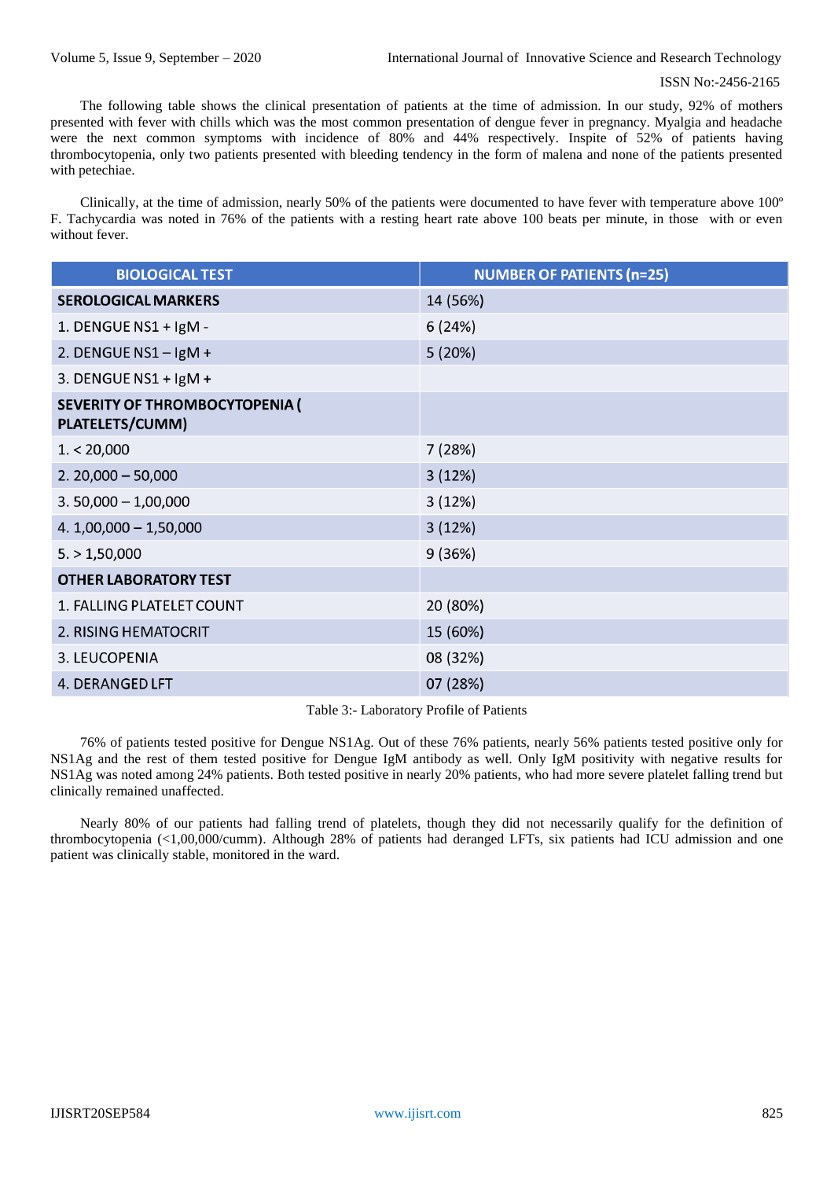The following table shows the clinical presentation of patients at the time of admission. In our study, 92% of mothers presented with fever with chills which was the most common presentation of dengue fever in pregnancy. Myalgia and headache were the next common symptoms with incidence of 80% and 44% respectively. Inspite of 52% of patients having thrombocytopenia, only two patients presented with bleeding tendency in the form of malena and none of the patients presented with petechiae.

Clinically, at the time of admission, nearly 50% of the patients were documented to have fever with temperature above 100º F. Tachycardia was noted in 76% of the patients with a resting heart rate above 100 beats per minute, in those with or even without fever.

| BIOLOGICAL TEST | NUMBER OF PATIENTS (n=25) |
|---|---|
| **SEROLOGICAL MARKERS** | 14 (56%) |
| 1. DENGUE NS1 + IgM - | 6 (24%) |
| 2. DENGUE NS1 – IgM + | 5 (20%) |
| 3. DENGUE NS1 + IgM + | |
| **SEVERITY OF THROMBOCYTOPENIA ( PLATELETS/CUMM)** | |
| 1. < 20,000 | 7 (28%) |
| 2. 20,000 – 50,000 | 3 (12%) |
| 3. 50,000 – 1,00,000 | 3 (12%) |
| 4. 1,00,000 – 1,50,000 | 3 (12%) |
| 5. > 1,50,000 | 9 (36%) |
| **OTHER LABORATORY TEST** | |
| 1. FALLING PLATELET COUNT | 20 (80%) |
| 2. RISING HEMATOCRIT | 15 (60%) |
| 3. LEUCOPENIA | 08 (32%) |
| 4. DERANGED LFT | 07 (28%) |

Table 3:- Laboratory Profile of Patients

76% of patients tested positive for Dengue NS1Ag. Out of these 76% patients, nearly 56% patients tested positive only for NS1Ag and the rest of them tested positive for Dengue IgM antibody as well. Only IgM positivity with negative results for NS1Ag was noted among 24% patients. Both tested positive in nearly 20% patients, who had more severe platelet falling trend but clinically remained unaffected.

Nearly 80% of our patients had falling trend of platelets, though they did not necessarily qualify for the definition of thrombocytopenia (<1,00,000/cumm). Although 28% of patients had deranged LFTs, six patients had ICU admission and one patient was clinically stable, monitored in the ward.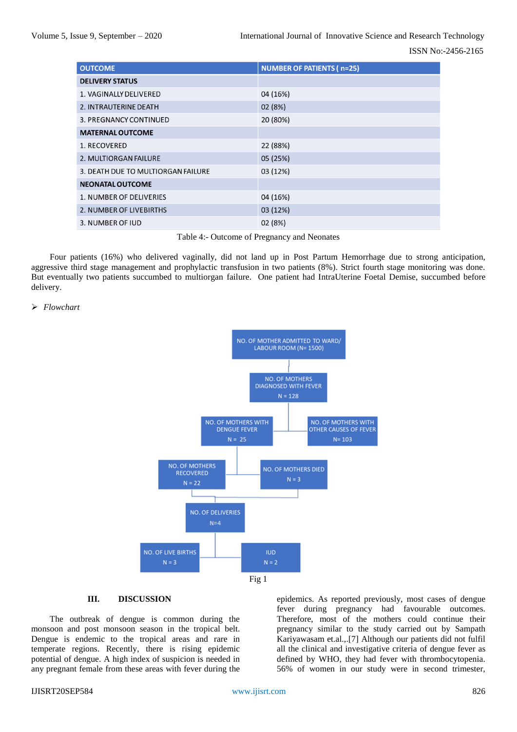| OUTCOME | NUMBER OF PATIENTS ( n=25) |
|---|---|
| **DELIVERY STATUS** | |
| 1. VAGINALLY DELIVERED | 04 (16%) |
| 2. INTRAUTERINE DEATH | 02 (8%) |
| 3. PREGNANCY CONTINUED | 20 (80%) |
| **MATERNAL OUTCOME** | |
| 1. RECOVERED | 22 (88%) |
| 2. MULTIORGAN FAILURE | 05 (25%) |
| 3. DEATH DUE TO MULTIORGAN FAILURE | 03 (12%) |
| **NEONATAL OUTCOME** | |
| 1. NUMBER OF DELIVERIES | 04 (16%) |
| 2. NUMBER OF LIVEBIRTHS | 03 (12%) |
| 3. NUMBER OF IUD | 02 (8%) |

Table 4:- Outcome of Pregnancy and Neonates

Four patients (16%) who delivered vaginally, did not land up in Post Partum Hemorrhage due to strong anticipation, aggressive third stage management and prophylactic transfusion in two patients (8%). Strict fourth stage monitoring was done. But eventually two patients succumbed to multiorgan failure. One patient had IntraUterine Foetal Demise, succumbed before delivery.

- *Flowchart*

NO. OF MOTHER ADMITTED TO WARD/ LABOUR ROOM (N= 1500)

NO. OF MOTHERS DIAGNOSED WITH FEVER N = 128

NO. OF MOTHERS WITH DENGUE FEVER N = 25

NO. OF MOTHERS WITH OTHER CAUSES OF FEVER N= 103

NO. OF MOTHERS RECOVERED N = 22

NO. OF MOTHERS DIED N = 3

NO. OF DELIVERIES N=4

NO. OF LIVE BIRTHS N = 3

IUD N = 2

Fig 1

## III. DISCUSSION

The outbreak of dengue is common during the monsoon and post monsoon season in the tropical belt. Dengue is endemic to the tropical areas and rare in temperate regions. Recently, there is rising epidemic potential of dengue. A high index of suspicion is needed in any pregnant female from these areas with fever during the epidemics. As reported previously, most cases of dengue fever during pregnancy had favourable outcomes. Therefore, most of the mothers could continue their pregnancy similar to the study carried out by Sampath Kariyawasam et.al.,.[7] Although our patients did not fulfil all the clinical and investigative criteria of dengue fever as defined by WHO, they had fever with thrombocytopenia. 56% of women in our study were in second trimester,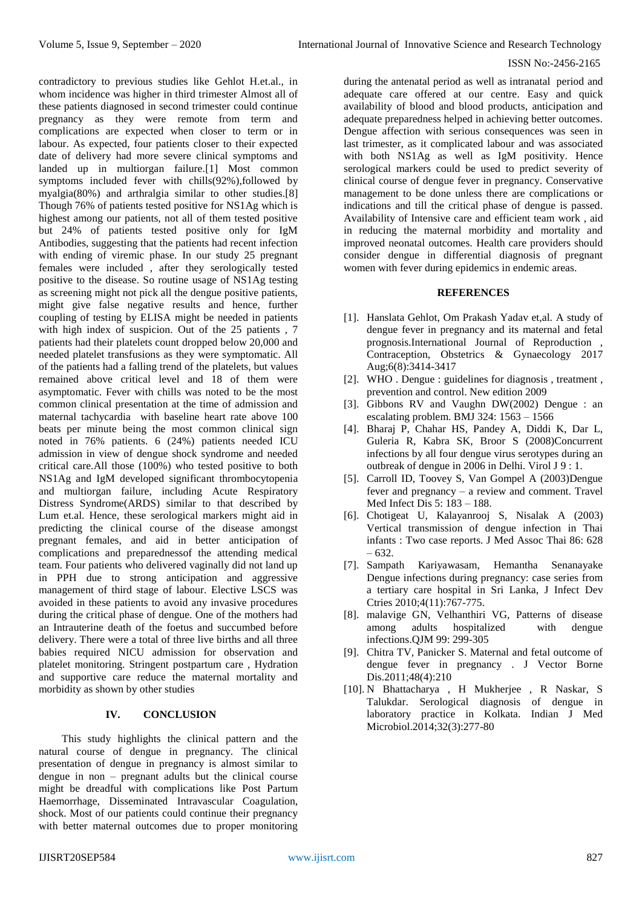contradictory to previous studies like Gehlot H.et.al., in whom incidence was higher in third trimester Almost all of these patients diagnosed in second trimester could continue pregnancy as they were remote from term and complications are expected when closer to term or in labour. As expected, four patients closer to their expected date of delivery had more severe clinical symptoms and landed up in multiorgan failure.[1] Most common symptoms included fever with chills(92%),followed by myalgia(80%) and arthralgia similar to other studies.[8] Though 76% of patients tested positive for NS1Ag which is highest among our patients, not all of them tested positive but 24% of patients tested positive only for IgM Antibodies, suggesting that the patients had recent infection with ending of viremic phase. In our study 25 pregnant females were included , after they serologically tested positive to the disease. So routine usage of NS1Ag testing as screening might not pick all the dengue positive patients, might give false negative results and hence, further coupling of testing by ELISA might be needed in patients with high index of suspicion. Out of the 25 patients , 7 patients had their platelets count dropped below 20,000 and needed platelet transfusions as they were symptomatic. All of the patients had a falling trend of the platelets, but values remained above critical level and 18 of them were asymptomatic. Fever with chills was noted to be the most common clinical presentation at the time of admission and maternal tachycardia with baseline heart rate above 100 beats per minute being the most common clinical sign noted in 76% patients. 6 (24%) patients needed ICU admission in view of dengue shock syndrome and needed critical care.All those (100%) who tested positive to both NS1Ag and IgM developed significant thrombocytopenia and multiorgan failure, including Acute Respiratory Distress Syndrome(ARDS) similar to that described by Lum et.al. Hence, these serological markers might aid in predicting the clinical course of the disease amongst pregnant females, and aid in better anticipation of complications and preparednessof the attending medical team. Four patients who delivered vaginally did not land up in PPH due to strong anticipation and aggressive management of third stage of labour. Elective LSCS was avoided in these patients to avoid any invasive procedures during the critical phase of dengue. One of the mothers had an Intrauterine death of the foetus and succumbed before delivery. There were a total of three live births and all three babies required NICU admission for observation and platelet monitoring. Stringent postpartum care , Hydration and supportive care reduce the maternal mortality and morbidity as shown by other studies

## IV. CONCLUSION

This study highlights the clinical pattern and the natural course of dengue in pregnancy. The clinical presentation of dengue in pregnancy is almost similar to dengue in non – pregnant adults but the clinical course might be dreadful with complications like Post Partum Haemorrhage, Disseminated Intravascular Coagulation, shock. Most of our patients could continue their pregnancy with better maternal outcomes due to proper monitoring during the antenatal period as well as intranatal period and adequate care offered at our centre. Easy and quick availability of blood and blood products, anticipation and adequate preparedness helped in achieving better outcomes. Dengue affection with serious consequences was seen in last trimester, as it complicated labour and was associated with both NS1Ag as well as IgM positivity. Hence serological markers could be used to predict severity of clinical course of dengue fever in pregnancy. Conservative management to be done unless there are complications or indications and till the critical phase of dengue is passed. Availability of Intensive care and efficient team work , aid in reducing the maternal morbidity and mortality and improved neonatal outcomes. Health care providers should consider dengue in differential diagnosis of pregnant women with fever during epidemics in endemic areas.

## REFERENCES

[1]. Hanslata Gehlot, Om Prakash Yadav et,al. A study of dengue fever in pregnancy and its maternal and fetal prognosis.International Journal of Reproduction , Contraception, Obstetrics & Gynaecology 2017 Aug;6(8):3414-3417

[2]. WHO . Dengue : guidelines for diagnosis , treatment , prevention and control. New edition 2009

[3]. Gibbons RV and Vaughn DW(2002) Dengue : an escalating problem. BMJ 324: 1563 – 1566

[4]. Bharaj P, Chahar HS, Pandey A, Diddi K, Dar L, Guleria R, Kabra SK, Broor S (2008)Concurrent infections by all four dengue virus serotypes during an outbreak of dengue in 2006 in Delhi. Virol J 9 : 1.

[5]. Carroll ID, Toovey S, Van Gompel A (2003)Dengue fever and pregnancy – a review and comment. Travel Med Infect Dis 5: 183 – 188.

[6]. Chotigeat U, Kalayanrooj S, Nisalak A (2003) Vertical transmission of dengue infection in Thai infants : Two case reports. J Med Assoc Thai 86: 628 – 632.

[7]. Sampath Kariyawasam, Hemantha Senanayake Dengue infections during pregnancy: case series from a tertiary care hospital in Sri Lanka, J Infect Dev Ctries 2010;4(11):767-775.

[8]. malavige GN, Velhanthiri VG, Patterns of disease among adults hospitalized with dengue infections.QJM 99: 299-305

[9]. Chitra TV, Panicker S. Maternal and fetal outcome of dengue fever in pregnancy . J Vector Borne Dis.2011;48(4):210

[10]. N Bhattacharya , H Mukherjee , R Naskar, S Talukdar. Serological diagnosis of dengue in laboratory practice in Kolkata. Indian J Med Microbiol.2014;32(3):277-80